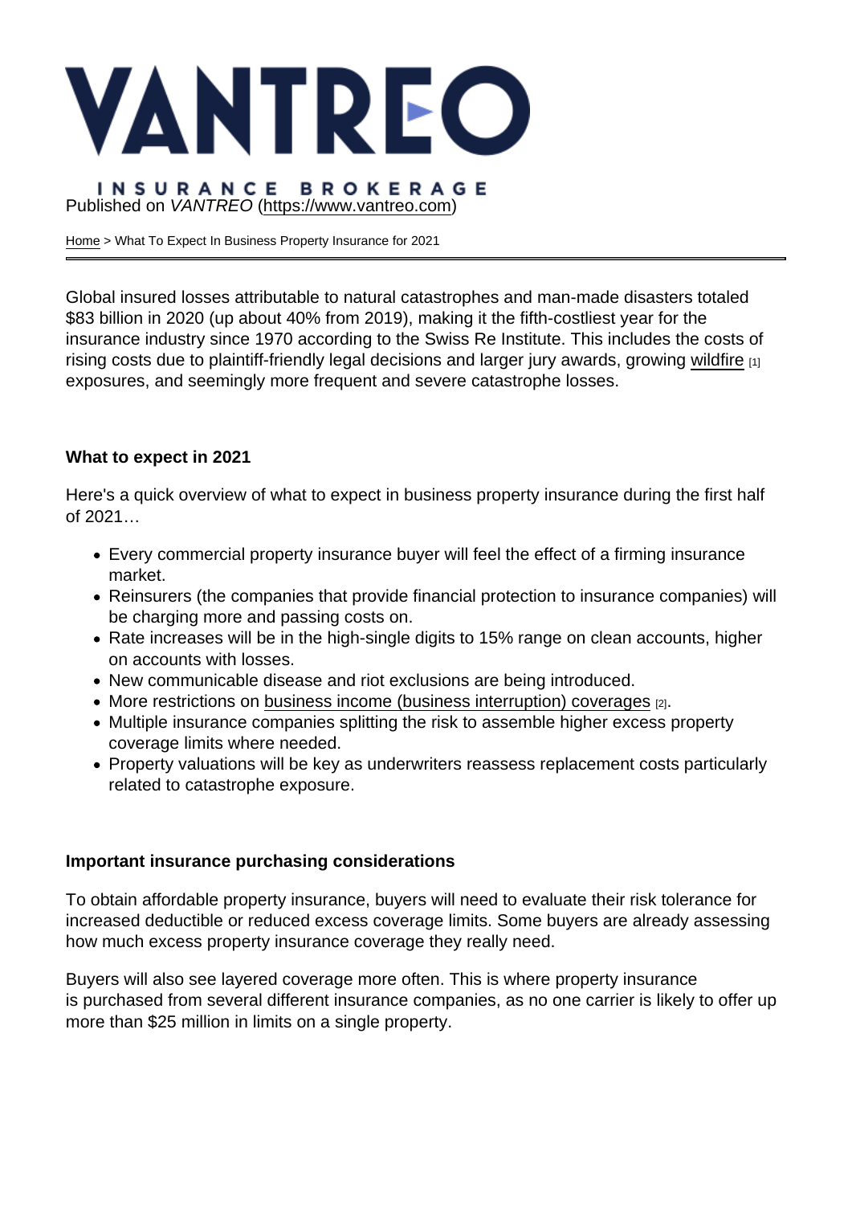# VANTREO

INSURANCE BROKERAGE

Published on *VANTREO* (https://www.vantreo.com)

Home > What To Expect In Business Property Insurance for 2021

Global insured losses attributable to natural catastrophes and man-made disasters totaled $83 billion in 2020 (up about 40% from 2019), making it the fifth-costliest year for the insurance industry since 1970 according to the Swiss Re Institute. This includes the costs of rising costs due to plaintiff-friendly legal decisions and larger jury awards, growing wildfire [1] exposures, and seemingly more frequent and severe catastrophe losses.

**What to expect in 2021**

Here's a quick overview of what to expect in business property insurance during the first half of 2021…

- Every commercial property insurance buyer will feel the effect of a firming insurance market.
- Reinsurers (the companies that provide financial protection to insurance companies) will be charging more and passing costs on.
- Rate increases will be in the high-single digits to 15% range on clean accounts, higher on accounts with losses.
- New communicable disease and riot exclusions are being introduced.
- More restrictions on business income (business interruption) coverages [2].
- Multiple insurance companies splitting the risk to assemble higher excess property coverage limits where needed.
- Property valuations will be key as underwriters reassess replacement costs particularly related to catastrophe exposure.

**Important insurance purchasing considerations**

To obtain affordable property insurance, buyers will need to evaluate their risk tolerance for increased deductible or reduced excess coverage limits. Some buyers are already assessing how much excess property insurance coverage they really need.

Buyers will also see layered coverage more often. This is where property insurance is purchased from several different insurance companies, as no one carrier is likely to offer up more than $25 million in limits on a single property.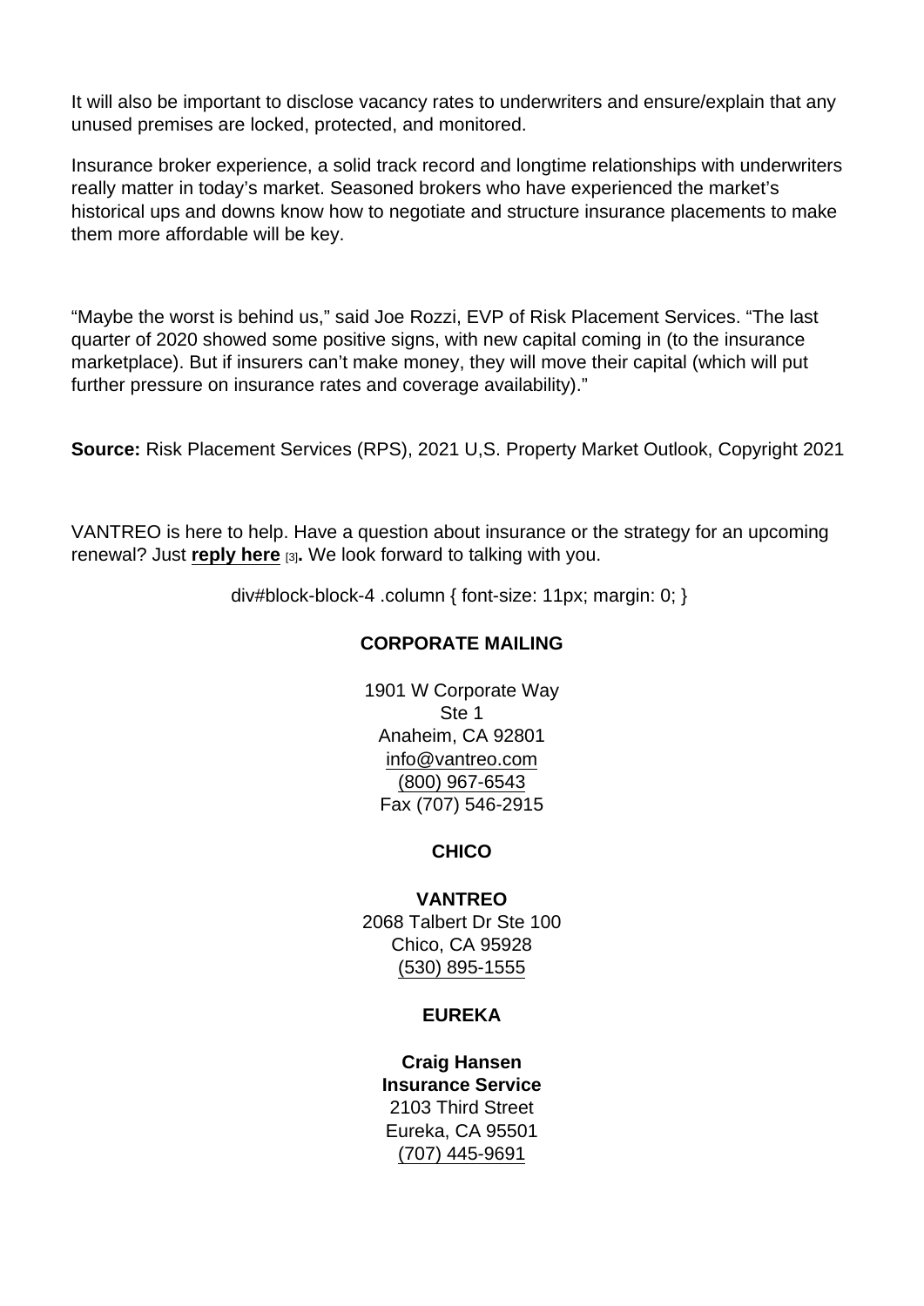It will also be important to disclose vacancy rates to underwriters and ensure/explain that any unused premises are locked, protected, and monitored.

Insurance broker experience, a solid track record and longtime relationships with underwriters really matter in today's market. Seasoned brokers who have experienced the market's historical ups and downs know how to negotiate and structure insurance placements to make them more affordable will be key.

"Maybe the worst is behind us," said Joe Rozzi, EVP of Risk Placement Services. "The last quarter of 2020 showed some positive signs, with new capital coming in (to the insurance marketplace). But if insurers can't make money, they will move their capital (which will put further pressure on insurance rates and coverage availability)."

**Source:** Risk Placement Services (RPS), 2021 U,S. Property Market Outlook, Copyright 2021

VANTREO is here to help. Have a question about insurance or the strategy for an upcoming renewal? Just **reply here** [3]**.** We look forward to talking with you.

div#block-block-4 .column { font-size: 11px; margin: 0; }

**CORPORATE MAILING**

1901 W Corporate Way
Ste 1
Anaheim, CA 92801
info@vantreo.com
(800) 967-6543
Fax (707) 546-2915

**CHICO**

**VANTREO**
2068 Talbert Dr Ste 100
Chico, CA 95928
(530) 895-1555

**EUREKA**

**Craig Hansen**
**Insurance Service**
2103 Third Street
Eureka, CA 95501
(707) 445-9691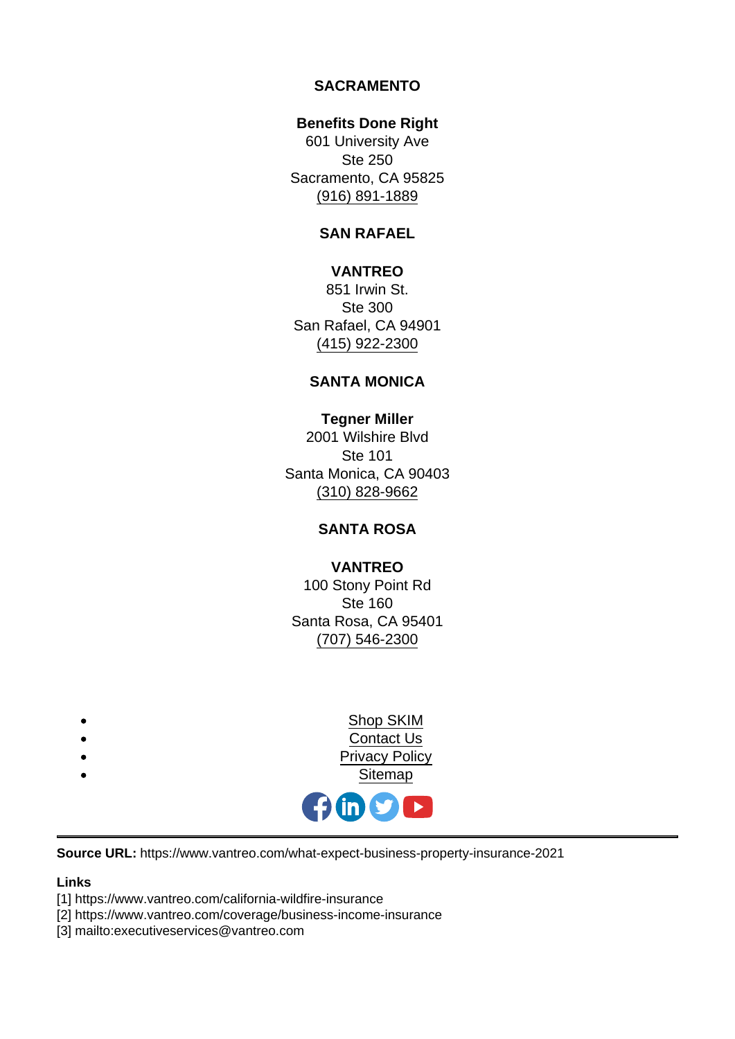**SACRAMENTO**

**Benefits Done Right**
601 University Ave
Ste 250
Sacramento, CA 95825
(916) 891-1889

**SAN RAFAEL**

**VANTREO**
851 Irwin St.
Ste 300
San Rafael, CA 94901
(415) 922-2300

**SANTA MONICA**

**Tegner Miller**
2001 Wilshire Blvd
Ste 101
Santa Monica, CA 90403
(310) 828-9662

**SANTA ROSA**

**VANTREO**
100 Stony Point Rd
Ste 160
Santa Rosa, CA 95401
(707) 546-2300

- Shop SKIM
- Contact Us
- Privacy Policy
- Sitemap

---

**Source URL:** https://www.vantreo.com/what-expect-business-property-insurance-2021

**Links**
[1] https://www.vantreo.com/california-wildfire-insurance
[2] https://www.vantreo.com/coverage/business-income-insurance
[3] mailto:executiveservices@vantreo.com